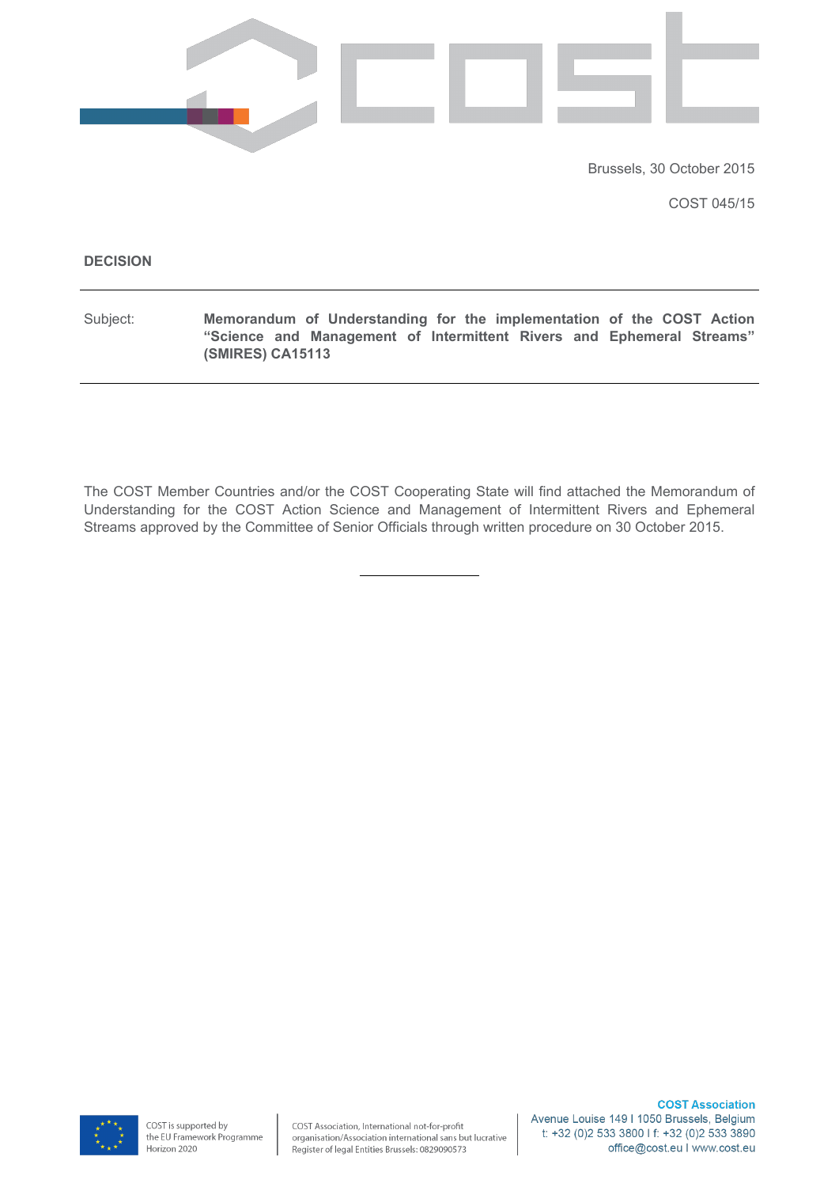Brussels, 30 October 2015

COST 045/15

**DECISION**

---

Subject: **Memorandum of Understanding for the implementation of the COST Action "Science and Management of Intermittent Rivers and Ephemeral Streams" (SMIRES) CA15113**

---

The COST Member Countries and/or the COST Cooperating State will find attached the Memorandum of Understanding for the COST Action Science and Management of Intermittent Rivers and Ephemeral Streams approved by the Committee of Senior Officials through written procedure on 30 October 2015.

---

COST is supported by the EU Framework Programme Horizon 2020

COST Association, International not-for-profit organisation/Association international sans but lucrative
Register of legal Entities Brussels: 0829090573

**COST Association**
Avenue Louise 149 I 1050 Brussels, Belgium
t: +32 (0)2 533 3800 I f: +32 (0)2 533 3890
office@cost.eu I www.cost.eu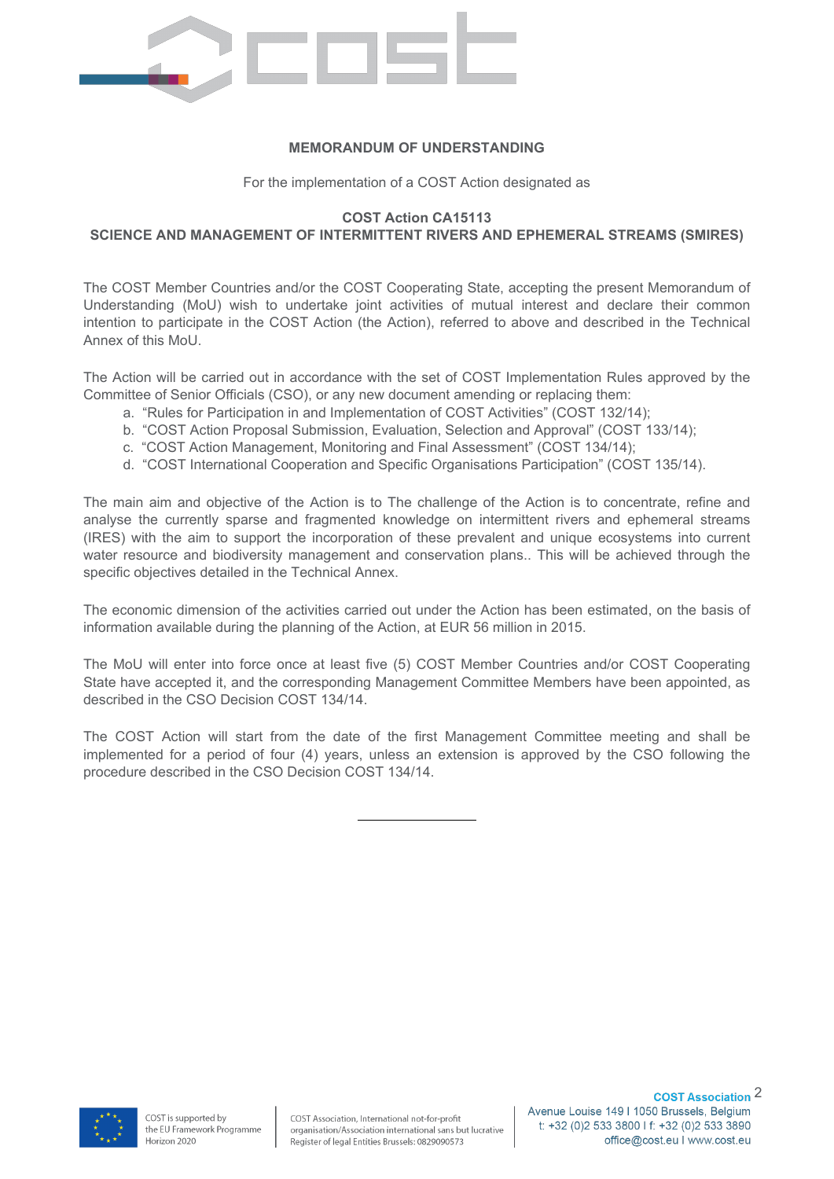**MEMORANDUM OF UNDERSTANDING**

For the implementation of a COST Action designated as

**COST Action CA15113**
**SCIENCE AND MANAGEMENT OF INTERMITTENT RIVERS AND EPHEMERAL STREAMS (SMIRES)**

The COST Member Countries and/or the COST Cooperating State, accepting the present Memorandum of Understanding (MoU) wish to undertake joint activities of mutual interest and declare their common intention to participate in the COST Action (the Action), referred to above and described in the Technical Annex of this MoU.

The Action will be carried out in accordance with the set of COST Implementation Rules approved by the Committee of Senior Officials (CSO), or any new document amending or replacing them:

a. “Rules for Participation in and Implementation of COST Activities” (COST 132/14);
b. “COST Action Proposal Submission, Evaluation, Selection and Approval” (COST 133/14);
c. “COST Action Management, Monitoring and Final Assessment” (COST 134/14);
d. “COST International Cooperation and Specific Organisations Participation” (COST 135/14).

The main aim and objective of the Action is to The challenge of the Action is to concentrate, refine and analyse the currently sparse and fragmented knowledge on intermittent rivers and ephemeral streams (IRES) with the aim to support the incorporation of these prevalent and unique ecosystems into current water resource and biodiversity management and conservation plans.. This will be achieved through the specific objectives detailed in the Technical Annex.

The economic dimension of the activities carried out under the Action has been estimated, on the basis of information available during the planning of the Action, at EUR 56 million in 2015.

The MoU will enter into force once at least five (5) COST Member Countries and/or COST Cooperating State have accepted it, and the corresponding Management Committee Members have been appointed, as described in the CSO Decision COST 134/14.

The COST Action will start from the date of the first Management Committee meeting and shall be implemented for a period of four (4) years, unless an extension is approved by the CSO following the procedure described in the CSO Decision COST 134/14.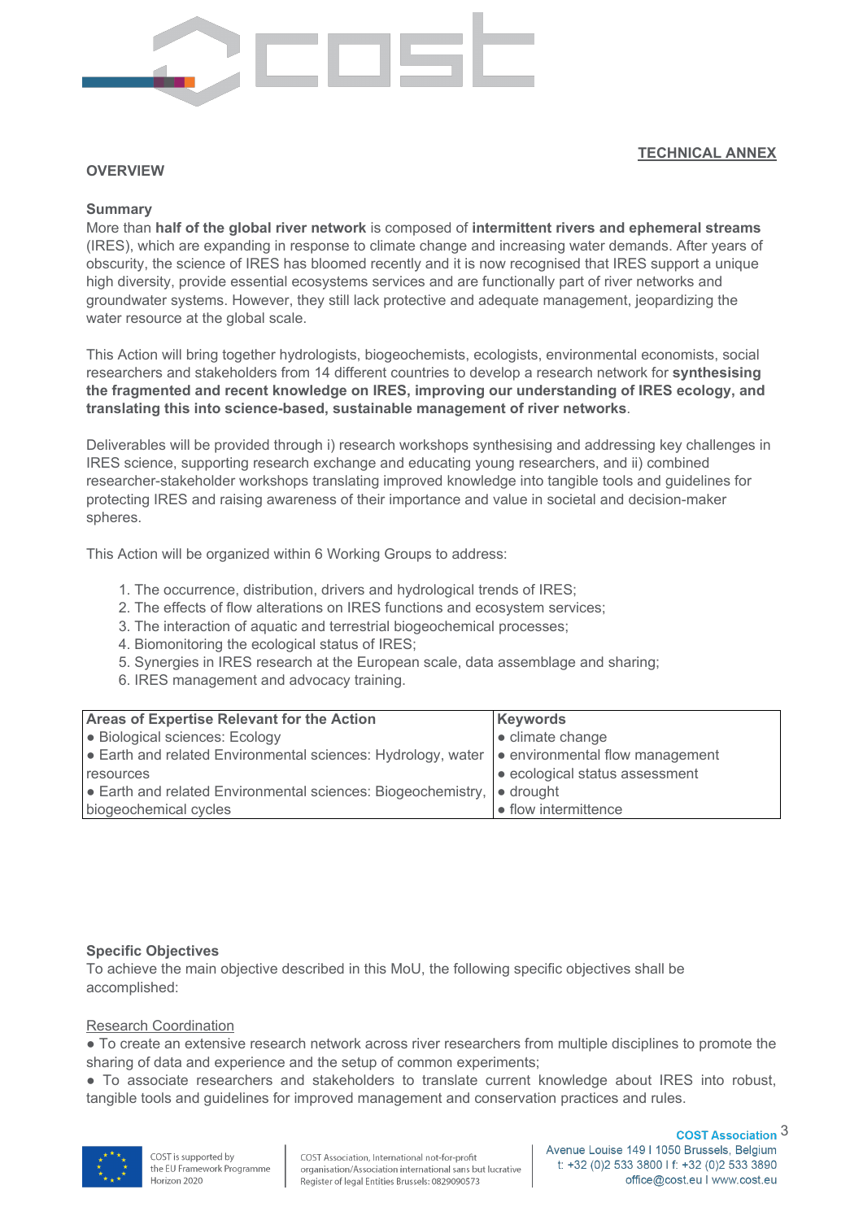**TECHNICAL ANNEX**

## OVERVIEW

### Summary

More than **half of the global river network** is composed of **intermittent rivers and ephemeral streams** (IRES), which are expanding in response to climate change and increasing water demands. After years of obscurity, the science of IRES has bloomed recently and it is now recognised that IRES support a unique high diversity, provide essential ecosystems services and are functionally part of river networks and groundwater systems. However, they still lack protective and adequate management, jeopardizing the water resource at the global scale.

This Action will bring together hydrologists, biogeochemists, ecologists, environmental economists, social researchers and stakeholders from 14 different countries to develop a research network for **synthesising the fragmented and recent knowledge on IRES, improving our understanding of IRES ecology, and translating this into science-based, sustainable management of river networks**.

Deliverables will be provided through i) research workshops synthesising and addressing key challenges in IRES science, supporting research exchange and educating young researchers, and ii) combined researcher-stakeholder workshops translating improved knowledge into tangible tools and guidelines for protecting IRES and raising awareness of their importance and value in societal and decision-maker spheres.

This Action will be organized within 6 Working Groups to address:

1. The occurrence, distribution, drivers and hydrological trends of IRES;
2. The effects of flow alterations on IRES functions and ecosystem services;
3. The interaction of aquatic and terrestrial biogeochemical processes;
4. Biomonitoring the ecological status of IRES;
5. Synergies in IRES research at the European scale, data assemblage and sharing;
6. IRES management and advocacy training.

| Areas of Expertise Relevant for the Action | Keywords |
|---|---|
| ● Biological sciences: Ecology<br>● Earth and related Environmental sciences: Hydrology, water resources<br>● Earth and related Environmental sciences: Biogeochemistry, biogeochemical cycles | ● climate change<br>● environmental flow management<br>● ecological status assessment<br>● drought<br>● flow intermittence |

### Specific Objectives

To achieve the main objective described in this MoU, the following specific objectives shall be accomplished:

Research Coordination

● To create an extensive research network across river researchers from multiple disciplines to promote the sharing of data and experience and the setup of common experiments;

● To associate researchers and stakeholders to translate current knowledge about IRES into robust, tangible tools and guidelines for improved management and conservation practices and rules.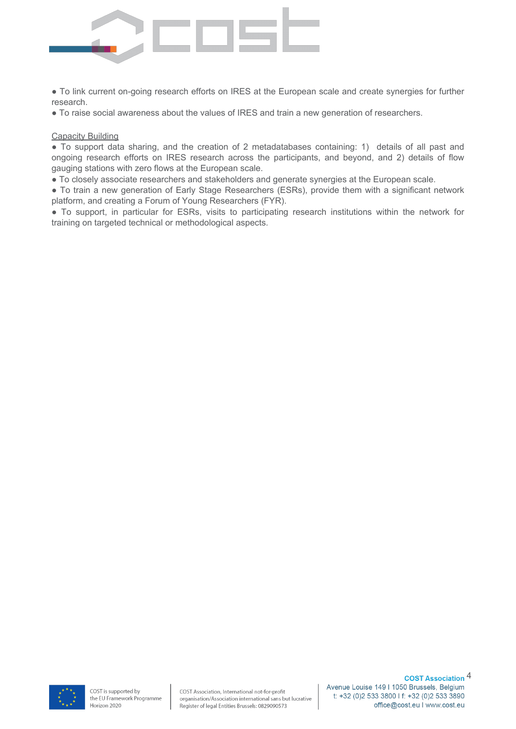- To link current on-going research efforts on IRES at the European scale and create synergies for further research.
- To raise social awareness about the values of IRES and train a new generation of researchers.

Capacity Building

- To support data sharing, and the creation of 2 metadatabases containing: 1) details of all past and ongoing research efforts on IRES research across the participants, and beyond, and 2) details of flow gauging stations with zero flows at the European scale.
- To closely associate researchers and stakeholders and generate synergies at the European scale.
- To train a new generation of Early Stage Researchers (ESRs), provide them with a significant network platform, and creating a Forum of Young Researchers (FYR).
- To support, in particular for ESRs, visits to participating research institutions within the network for training on targeted technical or methodological aspects.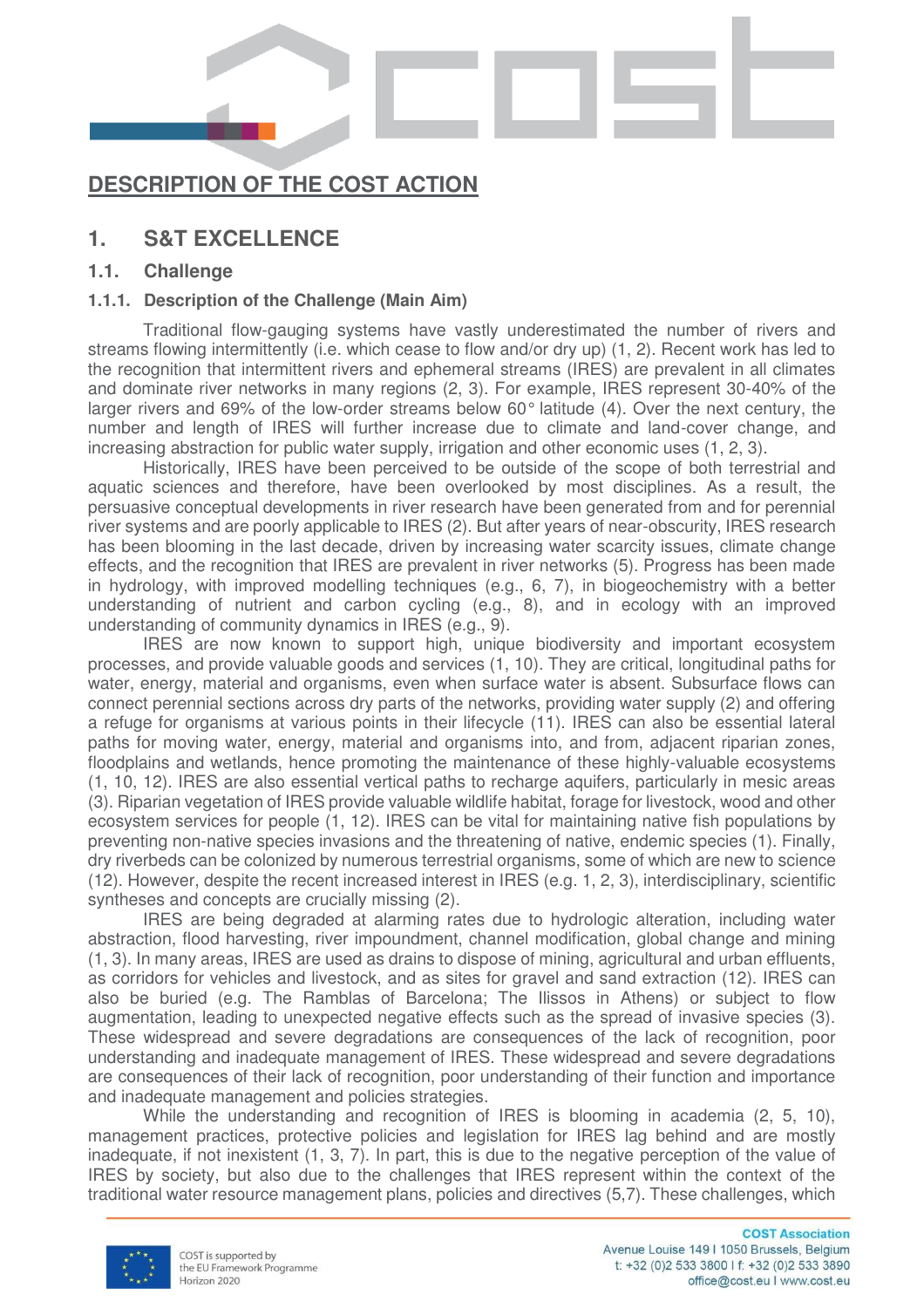# DESCRIPTION OF THE COST ACTION

## 1. S&T EXCELLENCE

### 1.1. Challenge

#### 1.1.1. Description of the Challenge (Main Aim)

Traditional flow-gauging systems have vastly underestimated the number of rivers and streams flowing intermittently (i.e. which cease to flow and/or dry up) (1, 2). Recent work has led to the recognition that intermittent rivers and ephemeral streams (IRES) are prevalent in all climates and dominate river networks in many regions (2, 3). For example, IRES represent 30-40% of the larger rivers and 69% of the low-order streams below 60° latitude (4). Over the next century, the number and length of IRES will further increase due to climate and land-cover change, and increasing abstraction for public water supply, irrigation and other economic uses (1, 2, 3).

Historically, IRES have been perceived to be outside of the scope of both terrestrial and aquatic sciences and therefore, have been overlooked by most disciplines. As a result, the persuasive conceptual developments in river research have been generated from and for perennial river systems and are poorly applicable to IRES (2). But after years of near-obscurity, IRES research has been blooming in the last decade, driven by increasing water scarcity issues, climate change effects, and the recognition that IRES are prevalent in river networks (5). Progress has been made in hydrology, with improved modelling techniques (e.g., 6, 7), in biogeochemistry with a better understanding of nutrient and carbon cycling (e.g., 8), and in ecology with an improved understanding of community dynamics in IRES (e.g., 9).

IRES are now known to support high, unique biodiversity and important ecosystem processes, and provide valuable goods and services (1, 10). They are critical, longitudinal paths for water, energy, material and organisms, even when surface water is absent. Subsurface flows can connect perennial sections across dry parts of the networks, providing water supply (2) and offering a refuge for organisms at various points in their lifecycle (11). IRES can also be essential lateral paths for moving water, energy, material and organisms into, and from, adjacent riparian zones, floodplains and wetlands, hence promoting the maintenance of these highly-valuable ecosystems (1, 10, 12). IRES are also essential vertical paths to recharge aquifers, particularly in mesic areas (3). Riparian vegetation of IRES provide valuable wildlife habitat, forage for livestock, wood and other ecosystem services for people (1, 12). IRES can be vital for maintaining native fish populations by preventing non-native species invasions and the threatening of native, endemic species (1). Finally, dry riverbeds can be colonized by numerous terrestrial organisms, some of which are new to science (12). However, despite the recent increased interest in IRES (e.g. 1, 2, 3), interdisciplinary, scientific syntheses and concepts are crucially missing (2).

IRES are being degraded at alarming rates due to hydrologic alteration, including water abstraction, flood harvesting, river impoundment, channel modification, global change and mining (1, 3). In many areas, IRES are used as drains to dispose of mining, agricultural and urban effluents, as corridors for vehicles and livestock, and as sites for gravel and sand extraction (12). IRES can also be buried (e.g. The Ramblas of Barcelona; The Ilissos in Athens) or subject to flow augmentation, leading to unexpected negative effects such as the spread of invasive species (3). These widespread and severe degradations are consequences of the lack of recognition, poor understanding and inadequate management of IRES. These widespread and severe degradations are consequences of their lack of recognition, poor understanding of their function and importance and inadequate management and policies strategies.

While the understanding and recognition of IRES is blooming in academia (2, 5, 10), management practices, protective policies and legislation for IRES lag behind and are mostly inadequate, if not inexistent (1, 3, 7). In part, this is due to the negative perception of the value of IRES by society, but also due to the challenges that IRES represent within the context of the traditional water resource management plans, policies and directives (5,7). These challenges, which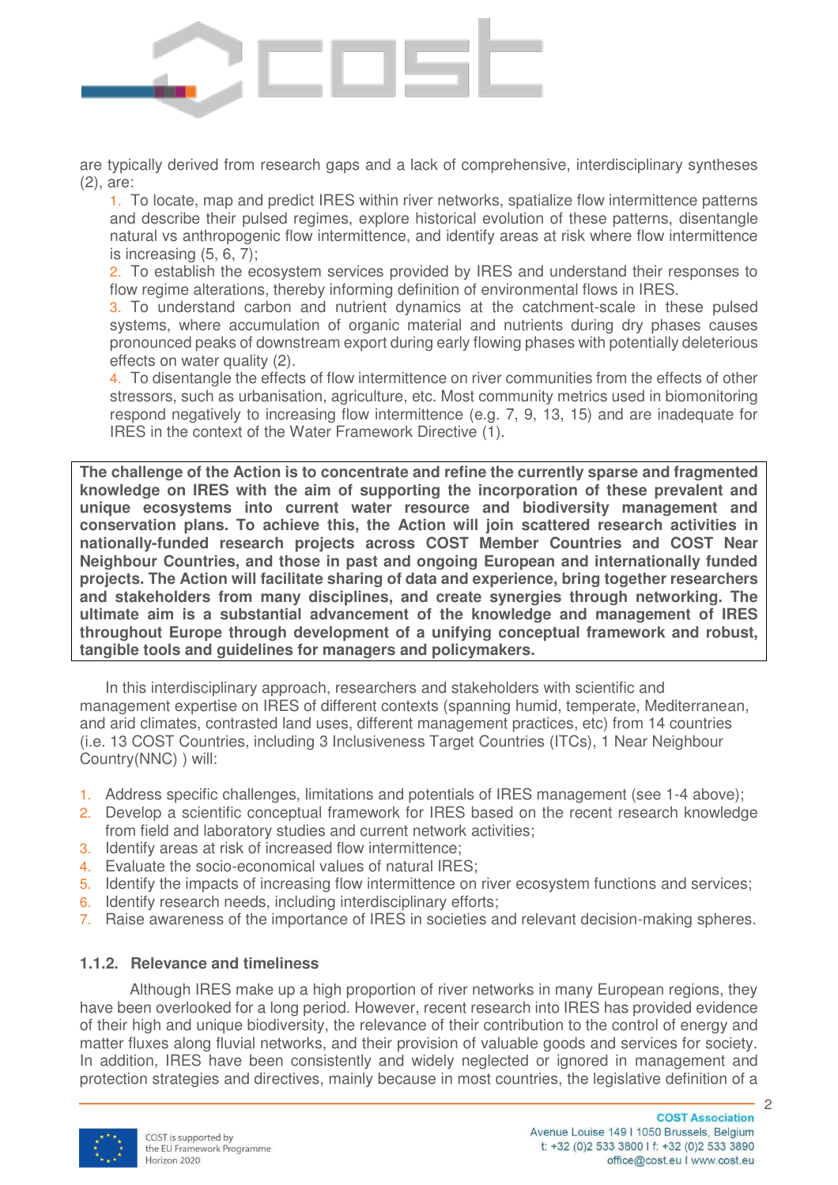are typically derived from research gaps and a lack of comprehensive, interdisciplinary syntheses (2), are:

1. To locate, map and predict IRES within river networks, spatialize flow intermittence patterns and describe their pulsed regimes, explore historical evolution of these patterns, disentangle natural vs anthropogenic flow intermittence, and identify areas at risk where flow intermittence is increasing (5, 6, 7);
2. To establish the ecosystem services provided by IRES and understand their responses to flow regime alterations, thereby informing definition of environmental flows in IRES.
3. To understand carbon and nutrient dynamics at the catchment-scale in these pulsed systems, where accumulation of organic material and nutrients during dry phases causes pronounced peaks of downstream export during early flowing phases with potentially deleterious effects on water quality (2).
4. To disentangle the effects of flow intermittence on river communities from the effects of other stressors, such as urbanisation, agriculture, etc. Most community metrics used in biomonitoring respond negatively to increasing flow intermittence (e.g. 7, 9, 13, 15) and are inadequate for IRES in the context of the Water Framework Directive (1).

**The challenge of the Action is to concentrate and refine the currently sparse and fragmented knowledge on IRES with the aim of supporting the incorporation of these prevalent and unique ecosystems into current water resource and biodiversity management and conservation plans. To achieve this, the Action will join scattered research activities in nationally-funded research projects across COST Member Countries and COST Near Neighbour Countries, and those in past and ongoing European and internationally funded projects. The Action will facilitate sharing of data and experience, bring together researchers and stakeholders from many disciplines, and create synergies through networking. The ultimate aim is a substantial advancement of the knowledge and management of IRES throughout Europe through development of a unifying conceptual framework and robust, tangible tools and guidelines for managers and policymakers.**

In this interdisciplinary approach, researchers and stakeholders with scientific and management expertise on IRES of different contexts (spanning humid, temperate, Mediterranean, and arid climates, contrasted land uses, different management practices, etc) from 14 countries (i.e. 13 COST Countries, including 3 Inclusiveness Target Countries (ITCs), 1 Near Neighbour Country(NNC) ) will:

1. Address specific challenges, limitations and potentials of IRES management (see 1-4 above);
2. Develop a scientific conceptual framework for IRES based on the recent research knowledge from field and laboratory studies and current network activities;
3. Identify areas at risk of increased flow intermittence;
4. Evaluate the socio-economical values of natural IRES;
5. Identify the impacts of increasing flow intermittence on river ecosystem functions and services;
6. Identify research needs, including interdisciplinary efforts;
7. Raise awareness of the importance of IRES in societies and relevant decision-making spheres.

### 1.1.2. Relevance and timeliness

Although IRES make up a high proportion of river networks in many European regions, they have been overlooked for a long period. However, recent research into IRES has provided evidence of their high and unique biodiversity, the relevance of their contribution to the control of energy and matter fluxes along fluvial networks, and their provision of valuable goods and services for society. In addition, IRES have been consistently and widely neglected or ignored in management and protection strategies and directives, mainly because in most countries, the legislative definition of a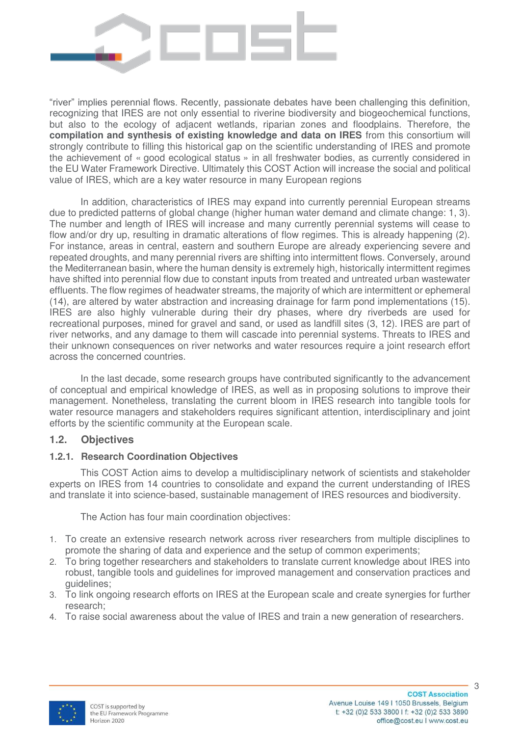"river" implies perennial flows. Recently, passionate debates have been challenging this definition, recognizing that IRES are not only essential to riverine biodiversity and biogeochemical functions, but also to the ecology of adjacent wetlands, riparian zones and floodplains. Therefore, the **compilation and synthesis of existing knowledge and data on IRES** from this consortium will strongly contribute to filling this historical gap on the scientific understanding of IRES and promote the achievement of « good ecological status » in all freshwater bodies, as currently considered in the EU Water Framework Directive. Ultimately this COST Action will increase the social and political value of IRES, which are a key water resource in many European regions

In addition, characteristics of IRES may expand into currently perennial European streams due to predicted patterns of global change (higher human water demand and climate change: 1, 3). The number and length of IRES will increase and many currently perennial systems will cease to flow and/or dry up, resulting in dramatic alterations of flow regimes. This is already happening (2). For instance, areas in central, eastern and southern Europe are already experiencing severe and repeated droughts, and many perennial rivers are shifting into intermittent flows. Conversely, around the Mediterranean basin, where the human density is extremely high, historically intermittent regimes have shifted into perennial flow due to constant inputs from treated and untreated urban wastewater effluents. The flow regimes of headwater streams, the majority of which are intermittent or ephemeral (14), are altered by water abstraction and increasing drainage for farm pond implementations (15). IRES are also highly vulnerable during their dry phases, where dry riverbeds are used for recreational purposes, mined for gravel and sand, or used as landfill sites (3, 12). IRES are part of river networks, and any damage to them will cascade into perennial systems. Threats to IRES and their unknown consequences on river networks and water resources require a joint research effort across the concerned countries.

In the last decade, some research groups have contributed significantly to the advancement of conceptual and empirical knowledge of IRES, as well as in proposing solutions to improve their management. Nonetheless, translating the current bloom in IRES research into tangible tools for water resource managers and stakeholders requires significant attention, interdisciplinary and joint efforts by the scientific community at the European scale.

## 1.2. Objectives

### 1.2.1. Research Coordination Objectives

This COST Action aims to develop a multidisciplinary network of scientists and stakeholder experts on IRES from 14 countries to consolidate and expand the current understanding of IRES and translate it into science-based, sustainable management of IRES resources and biodiversity.

The Action has four main coordination objectives:

1. To create an extensive research network across river researchers from multiple disciplines to promote the sharing of data and experience and the setup of common experiments;
2. To bring together researchers and stakeholders to translate current knowledge about IRES into robust, tangible tools and guidelines for improved management and conservation practices and guidelines;
3. To link ongoing research efforts on IRES at the European scale and create synergies for further research;
4. To raise social awareness about the value of IRES and train a new generation of researchers.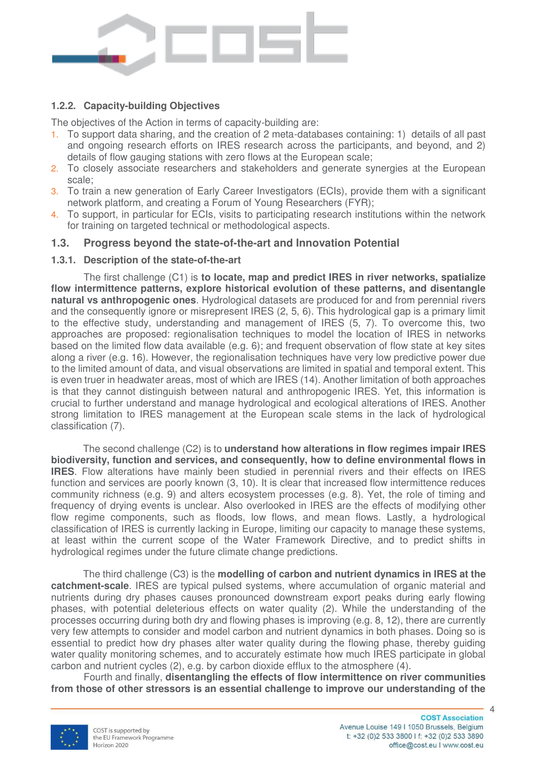#### 1.2.2. Capacity-building Objectives

The objectives of the Action in terms of capacity-building are:

1. To support data sharing, and the creation of 2 meta-databases containing: 1) details of all past and ongoing research efforts on IRES research across the participants, and beyond, and 2) details of flow gauging stations with zero flows at the European scale;
2. To closely associate researchers and stakeholders and generate synergies at the European scale;
3. To train a new generation of Early Career Investigators (ECIs), provide them with a significant network platform, and creating a Forum of Young Researchers (FYR);
4. To support, in particular for ECIs, visits to participating research institutions within the network for training on targeted technical or methodological aspects.

### 1.3. Progress beyond the state-of-the-art and Innovation Potential

#### 1.3.1. Description of the state-of-the-art

The first challenge (C1) is **to locate, map and predict IRES in river networks, spatialize flow intermittence patterns, explore historical evolution of these patterns, and disentangle natural vs anthropogenic ones**. Hydrological datasets are produced for and from perennial rivers and the consequently ignore or misrepresent IRES (2, 5, 6). This hydrological gap is a primary limit to the effective study, understanding and management of IRES (5, 7). To overcome this, two approaches are proposed: regionalisation techniques to model the location of IRES in networks based on the limited flow data available (e.g. 6); and frequent observation of flow state at key sites along a river (e.g. 16). However, the regionalisation techniques have very low predictive power due to the limited amount of data, and visual observations are limited in spatial and temporal extent. This is even truer in headwater areas, most of which are IRES (14). Another limitation of both approaches is that they cannot distinguish between natural and anthropogenic IRES. Yet, this information is crucial to further understand and manage hydrological and ecological alterations of IRES. Another strong limitation to IRES management at the European scale stems in the lack of hydrological classification (7).

The second challenge (C2) is to **understand how alterations in flow regimes impair IRES biodiversity, function and services, and consequently, how to define environmental flows in IRES**. Flow alterations have mainly been studied in perennial rivers and their effects on IRES function and services are poorly known (3, 10). It is clear that increased flow intermittence reduces community richness (e.g. 9) and alters ecosystem processes (e.g. 8). Yet, the role of timing and frequency of drying events is unclear. Also overlooked in IRES are the effects of modifying other flow regime components, such as floods, low flows, and mean flows. Lastly, a hydrological classification of IRES is currently lacking in Europe, limiting our capacity to manage these systems, at least within the current scope of the Water Framework Directive, and to predict shifts in hydrological regimes under the future climate change predictions.

The third challenge (C3) is the **modelling of carbon and nutrient dynamics in IRES at the catchment-scale**. IRES are typical pulsed systems, where accumulation of organic material and nutrients during dry phases causes pronounced downstream export peaks during early flowing phases, with potential deleterious effects on water quality (2). While the understanding of the processes occurring during both dry and flowing phases is improving (e.g. 8, 12), there are currently very few attempts to consider and model carbon and nutrient dynamics in both phases. Doing so is essential to predict how dry phases alter water quality during the flowing phase, thereby guiding water quality monitoring schemes, and to accurately estimate how much IRES participate in global carbon and nutrient cycles (2), e.g. by carbon dioxide efflux to the atmosphere (4).

Fourth and finally, **disentangling the effects of flow intermittence on river communities from those of other stressors is an essential challenge to improve our understanding of the**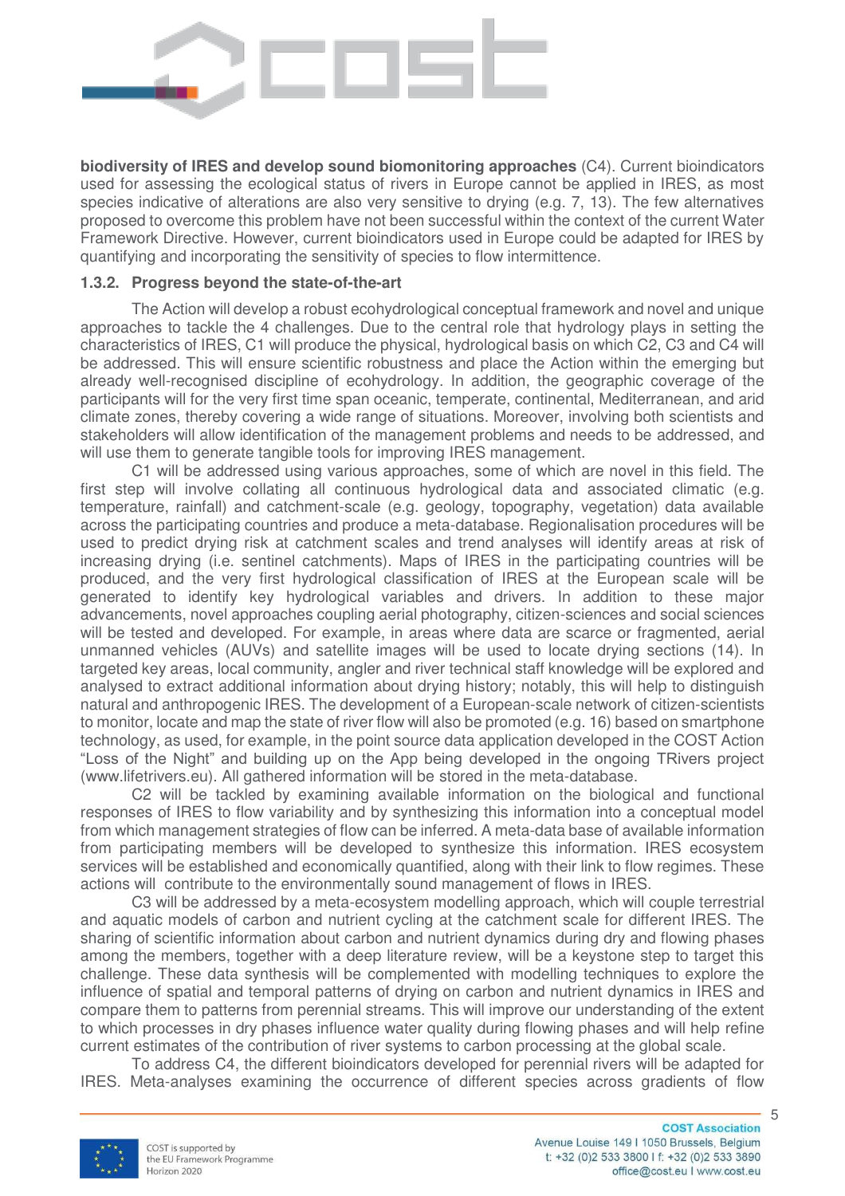**biodiversity of IRES and develop sound biomonitoring approaches** (C4). Current bioindicators used for assessing the ecological status of rivers in Europe cannot be applied in IRES, as most species indicative of alterations are also very sensitive to drying (e.g. 7, 13). The few alternatives proposed to overcome this problem have not been successful within the context of the current Water Framework Directive. However, current bioindicators used in Europe could be adapted for IRES by quantifying and incorporating the sensitivity of species to flow intermittence.

### 1.3.2. Progress beyond the state-of-the-art

The Action will develop a robust ecohydrological conceptual framework and novel and unique approaches to tackle the 4 challenges. Due to the central role that hydrology plays in setting the characteristics of IRES, C1 will produce the physical, hydrological basis on which C2, C3 and C4 will be addressed. This will ensure scientific robustness and place the Action within the emerging but already well-recognised discipline of ecohydrology. In addition, the geographic coverage of the participants will for the very first time span oceanic, temperate, continental, Mediterranean, and arid climate zones, thereby covering a wide range of situations. Moreover, involving both scientists and stakeholders will allow identification of the management problems and needs to be addressed, and will use them to generate tangible tools for improving IRES management.

C1 will be addressed using various approaches, some of which are novel in this field. The first step will involve collating all continuous hydrological data and associated climatic (e.g. temperature, rainfall) and catchment-scale (e.g. geology, topography, vegetation) data available across the participating countries and produce a meta-database. Regionalisation procedures will be used to predict drying risk at catchment scales and trend analyses will identify areas at risk of increasing drying (i.e. sentinel catchments). Maps of IRES in the participating countries will be produced, and the very first hydrological classification of IRES at the European scale will be generated to identify key hydrological variables and drivers. In addition to these major advancements, novel approaches coupling aerial photography, citizen-sciences and social sciences will be tested and developed. For example, in areas where data are scarce or fragmented, aerial unmanned vehicles (AUVs) and satellite images will be used to locate drying sections (14). In targeted key areas, local community, angler and river technical staff knowledge will be explored and analysed to extract additional information about drying history; notably, this will help to distinguish natural and anthropogenic IRES. The development of a European-scale network of citizen-scientists to monitor, locate and map the state of river flow will also be promoted (e.g. 16) based on smartphone technology, as used, for example, in the point source data application developed in the COST Action "Loss of the Night" and building up on the App being developed in the ongoing TRivers project (www.lifetrivers.eu). All gathered information will be stored in the meta-database.

C2 will be tackled by examining available information on the biological and functional responses of IRES to flow variability and by synthesizing this information into a conceptual model from which management strategies of flow can be inferred. A meta-data base of available information from participating members will be developed to synthesize this information. IRES ecosystem services will be established and economically quantified, along with their link to flow regimes. These actions will contribute to the environmentally sound management of flows in IRES.

C3 will be addressed by a meta-ecosystem modelling approach, which will couple terrestrial and aquatic models of carbon and nutrient cycling at the catchment scale for different IRES. The sharing of scientific information about carbon and nutrient dynamics during dry and flowing phases among the members, together with a deep literature review, will be a keystone step to target this challenge. These data synthesis will be complemented with modelling techniques to explore the influence of spatial and temporal patterns of drying on carbon and nutrient dynamics in IRES and compare them to patterns from perennial streams. This will improve our understanding of the extent to which processes in dry phases influence water quality during flowing phases and will help refine current estimates of the contribution of river systems to carbon processing at the global scale.

To address C4, the different bioindicators developed for perennial rivers will be adapted for IRES. Meta-analyses examining the occurrence of different species across gradients of flow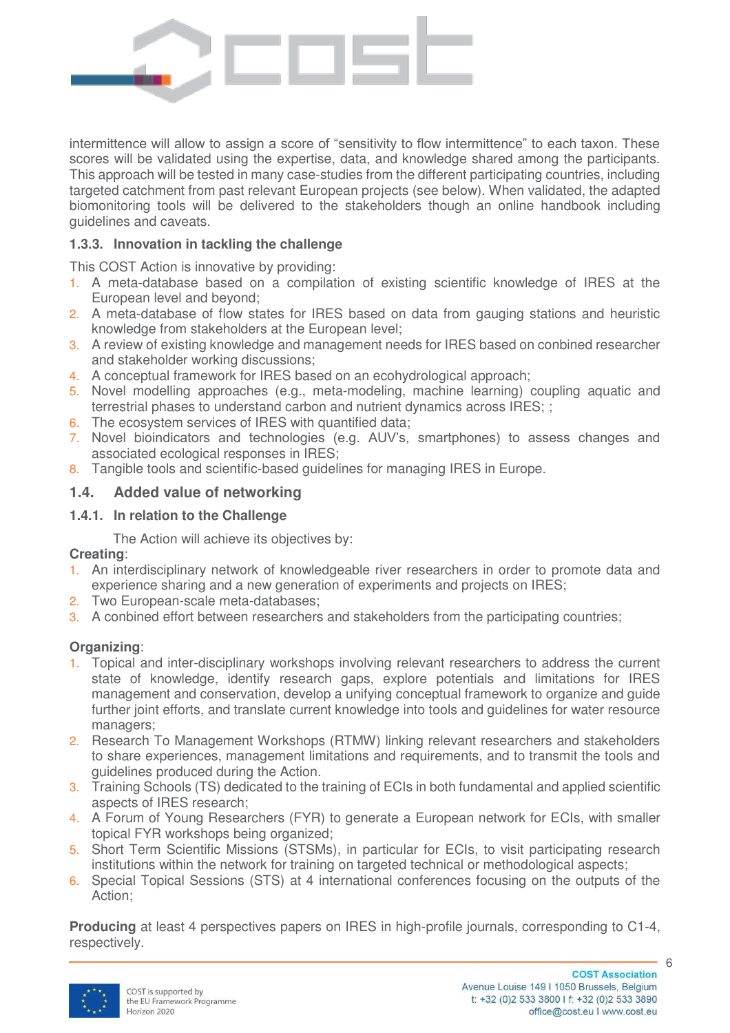intermittence will allow to assign a score of "sensitivity to flow intermittence" to each taxon. These scores will be validated using the expertise, data, and knowledge shared among the participants. This approach will be tested in many case-studies from the different participating countries, including targeted catchment from past relevant European projects (see below). When validated, the adapted biomonitoring tools will be delivered to the stakeholders though an online handbook including guidelines and caveats.

### 1.3.3. Innovation in tackling the challenge

This COST Action is innovative by providing:

1. A meta-database based on a compilation of existing scientific knowledge of IRES at the European level and beyond;
2. A meta-database of flow states for IRES based on data from gauging stations and heuristic knowledge from stakeholders at the European level;
3. A review of existing knowledge and management needs for IRES based on conbined researcher and stakeholder working discussions;
4. A conceptual framework for IRES based on an ecohydrological approach;
5. Novel modelling approaches (e.g., meta-modeling, machine learning) coupling aquatic and terrestrial phases to understand carbon and nutrient dynamics across IRES; ;
6. The ecosystem services of IRES with quantified data;
7. Novel bioindicators and technologies (e.g. AUV's, smartphones) to assess changes and associated ecological responses in IRES;
8. Tangible tools and scientific-based guidelines for managing IRES in Europe.

## 1.4. Added value of networking

### 1.4.1. In relation to the Challenge

The Action will achieve its objectives by:

**Creating**:

1. An interdisciplinary network of knowledgeable river researchers in order to promote data and experience sharing and a new generation of experiments and projects on IRES;
2. Two European-scale meta-databases;
3. A conbined effort between researchers and stakeholders from the participating countries;

**Organizing**:

1. Topical and inter-disciplinary workshops involving relevant researchers to address the current state of knowledge, identify research gaps, explore potentials and limitations for IRES management and conservation, develop a unifying conceptual framework to organize and guide further joint efforts, and translate current knowledge into tools and guidelines for water resource managers;
2. Research To Management Workshops (RTMW) linking relevant researchers and stakeholders to share experiences, management limitations and requirements, and to transmit the tools and guidelines produced during the Action.
3. Training Schools (TS) dedicated to the training of ECIs in both fundamental and applied scientific aspects of IRES research;
4. A Forum of Young Researchers (FYR) to generate a European network for ECIs, with smaller topical FYR workshops being organized;
5. Short Term Scientific Missions (STSMs), in particular for ECIs, to visit participating research institutions within the network for training on targeted technical or methodological aspects;
6. Special Topical Sessions (STS) at 4 international conferences focusing on the outputs of the Action;

**Producing** at least 4 perspectives papers on IRES in high-profile journals, corresponding to C1-4, respectively.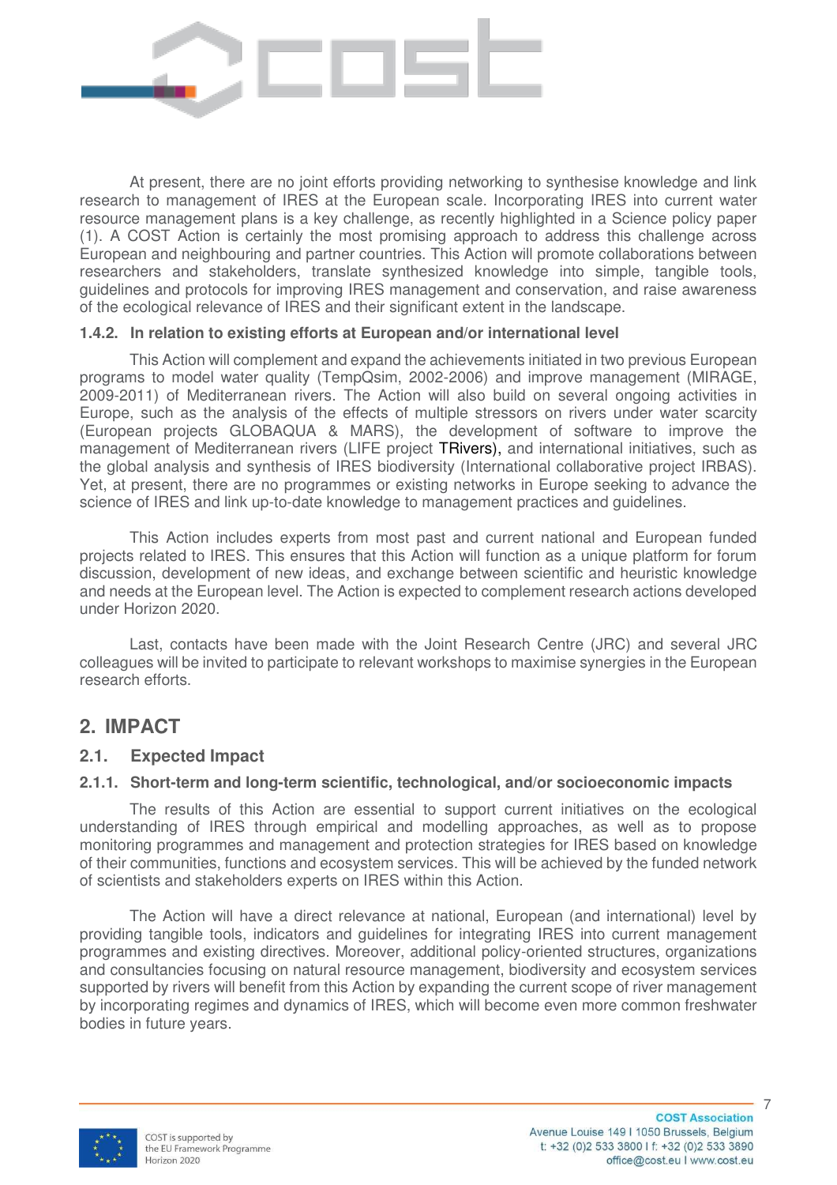At present, there are no joint efforts providing networking to synthesise knowledge and link research to management of IRES at the European scale. Incorporating IRES into current water resource management plans is a key challenge, as recently highlighted in a Science policy paper (1). A COST Action is certainly the most promising approach to address this challenge across European and neighbouring and partner countries. This Action will promote collaborations between researchers and stakeholders, translate synthesized knowledge into simple, tangible tools, guidelines and protocols for improving IRES management and conservation, and raise awareness of the ecological relevance of IRES and their significant extent in the landscape.

#### 1.4.2. In relation to existing efforts at European and/or international level

This Action will complement and expand the achievements initiated in two previous European programs to model water quality (TempQsim, 2002-2006) and improve management (MIRAGE, 2009-2011) of Mediterranean rivers. The Action will also build on several ongoing activities in Europe, such as the analysis of the effects of multiple stressors on rivers under water scarcity (European projects GLOBAQUA & MARS), the development of software to improve the management of Mediterranean rivers (LIFE project TRivers), and international initiatives, such as the global analysis and synthesis of IRES biodiversity (International collaborative project IRBAS). Yet, at present, there are no programmes or existing networks in Europe seeking to advance the science of IRES and link up-to-date knowledge to management practices and guidelines.

This Action includes experts from most past and current national and European funded projects related to IRES. This ensures that this Action will function as a unique platform for forum discussion, development of new ideas, and exchange between scientific and heuristic knowledge and needs at the European level. The Action is expected to complement research actions developed under Horizon 2020.

Last, contacts have been made with the Joint Research Centre (JRC) and several JRC colleagues will be invited to participate to relevant workshops to maximise synergies in the European research efforts.

## 2. IMPACT

### 2.1. Expected Impact

#### 2.1.1. Short-term and long-term scientific, technological, and/or socioeconomic impacts

The results of this Action are essential to support current initiatives on the ecological understanding of IRES through empirical and modelling approaches, as well as to propose monitoring programmes and management and protection strategies for IRES based on knowledge of their communities, functions and ecosystem services. This will be achieved by the funded network of scientists and stakeholders experts on IRES within this Action.

The Action will have a direct relevance at national, European (and international) level by providing tangible tools, indicators and guidelines for integrating IRES into current management programmes and existing directives. Moreover, additional policy-oriented structures, organizations and consultancies focusing on natural resource management, biodiversity and ecosystem services supported by rivers will benefit from this Action by expanding the current scope of river management by incorporating regimes and dynamics of IRES, which will become even more common freshwater bodies in future years.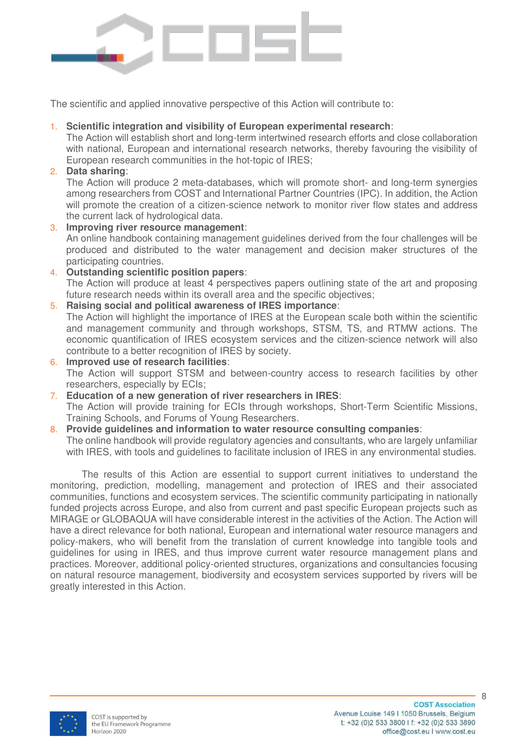The scientific and applied innovative perspective of this Action will contribute to:

1. **Scientific integration and visibility of European experimental research**:
   The Action will establish short and long-term intertwined research efforts and close collaboration with national, European and international research networks, thereby favouring the visibility of European research communities in the hot-topic of IRES;
2. **Data sharing**:
   The Action will produce 2 meta-databases, which will promote short- and long-term synergies among researchers from COST and International Partner Countries (IPC). In addition, the Action will promote the creation of a citizen-science network to monitor river flow states and address the current lack of hydrological data.
3. **Improving river resource management**:
   An online handbook containing management guidelines derived from the four challenges will be produced and distributed to the water management and decision maker structures of the participating countries.
4. **Outstanding scientific position papers**:
   The Action will produce at least 4 perspectives papers outlining state of the art and proposing future research needs within its overall area and the specific objectives;
5. **Raising social and political awareness of IRES importance**:
   The Action will highlight the importance of IRES at the European scale both within the scientific and management community and through workshops, STSM, TS, and RTMW actions. The economic quantification of IRES ecosystem services and the citizen-science network will also contribute to a better recognition of IRES by society.
6. **Improved use of research facilities**:
   The Action will support STSM and between-country access to research facilities by other researchers, especially by ECIs;
7. **Education of a new generation of river researchers in IRES**:
   The Action will provide training for ECIs through workshops, Short-Term Scientific Missions, Training Schools, and Forums of Young Researchers.
8. **Provide guidelines and information to water resource consulting companies**:
   The online handbook will provide regulatory agencies and consultants, who are largely unfamiliar with IRES, with tools and guidelines to facilitate inclusion of IRES in any environmental studies.

The results of this Action are essential to support current initiatives to understand the monitoring, prediction, modelling, management and protection of IRES and their associated communities, functions and ecosystem services. The scientific community participating in nationally funded projects across Europe, and also from current and past specific European projects such as MIRAGE or GLOBAQUA will have considerable interest in the activities of the Action. The Action will have a direct relevance for both national, European and international water resource managers and policy-makers, who will benefit from the translation of current knowledge into tangible tools and guidelines for using in IRES, and thus improve current water resource management plans and practices. Moreover, additional policy-oriented structures, organizations and consultancies focusing on natural resource management, biodiversity and ecosystem services supported by rivers will be greatly interested in this Action.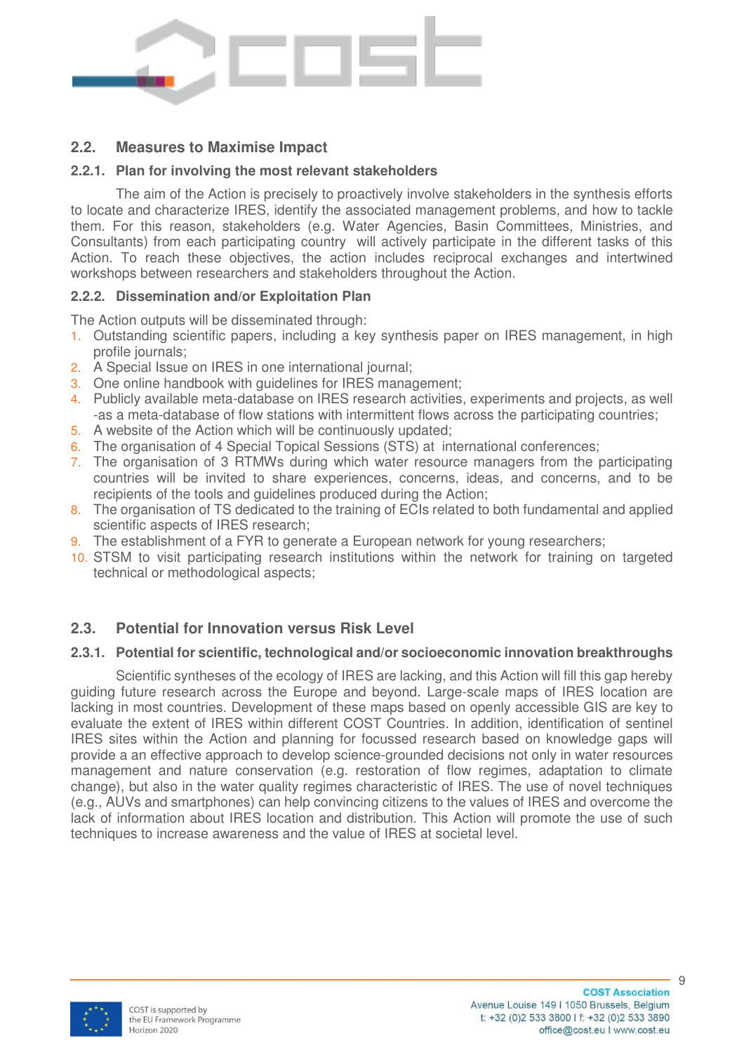## 2.2. Measures to Maximise Impact

### 2.2.1. Plan for involving the most relevant stakeholders

The aim of the Action is precisely to proactively involve stakeholders in the synthesis efforts to locate and characterize IRES, identify the associated management problems, and how to tackle them. For this reason, stakeholders (e.g. Water Agencies, Basin Committees, Ministries, and Consultants) from each participating country will actively participate in the different tasks of this Action. To reach these objectives, the action includes reciprocal exchanges and intertwined workshops between researchers and stakeholders throughout the Action.

### 2.2.2. Dissemination and/or Exploitation Plan

The Action outputs will be disseminated through:

1. Outstanding scientific papers, including a key synthesis paper on IRES management, in high profile journals;
2. A Special Issue on IRES in one international journal;
3. One online handbook with guidelines for IRES management;
4. Publicly available meta-database on IRES research activities, experiments and projects, as well -as a meta-database of flow stations with intermittent flows across the participating countries;
5. A website of the Action which will be continuously updated;
6. The organisation of 4 Special Topical Sessions (STS) at international conferences;
7. The organisation of 3 RTMWs during which water resource managers from the participating countries will be invited to share experiences, concerns, ideas, and concerns, and to be recipients of the tools and guidelines produced during the Action;
8. The organisation of TS dedicated to the training of ECIs related to both fundamental and applied scientific aspects of IRES research;
9. The establishment of a FYR to generate a European network for young researchers;
10. STSM to visit participating research institutions within the network for training on targeted technical or methodological aspects;

## 2.3. Potential for Innovation versus Risk Level

### 2.3.1. Potential for scientific, technological and/or socioeconomic innovation breakthroughs

Scientific syntheses of the ecology of IRES are lacking, and this Action will fill this gap hereby guiding future research across the Europe and beyond. Large-scale maps of IRES location are lacking in most countries. Development of these maps based on openly accessible GIS are key to evaluate the extent of IRES within different COST Countries. In addition, identification of sentinel IRES sites within the Action and planning for focussed research based on knowledge gaps will provide a an effective approach to develop science-grounded decisions not only in water resources management and nature conservation (e.g. restoration of flow regimes, adaptation to climate change), but also in the water quality regimes characteristic of IRES. The use of novel techniques (e.g., AUVs and smartphones) can help convincing citizens to the values of IRES and overcome the lack of information about IRES location and distribution. This Action will promote the use of such techniques to increase awareness and the value of IRES at societal level.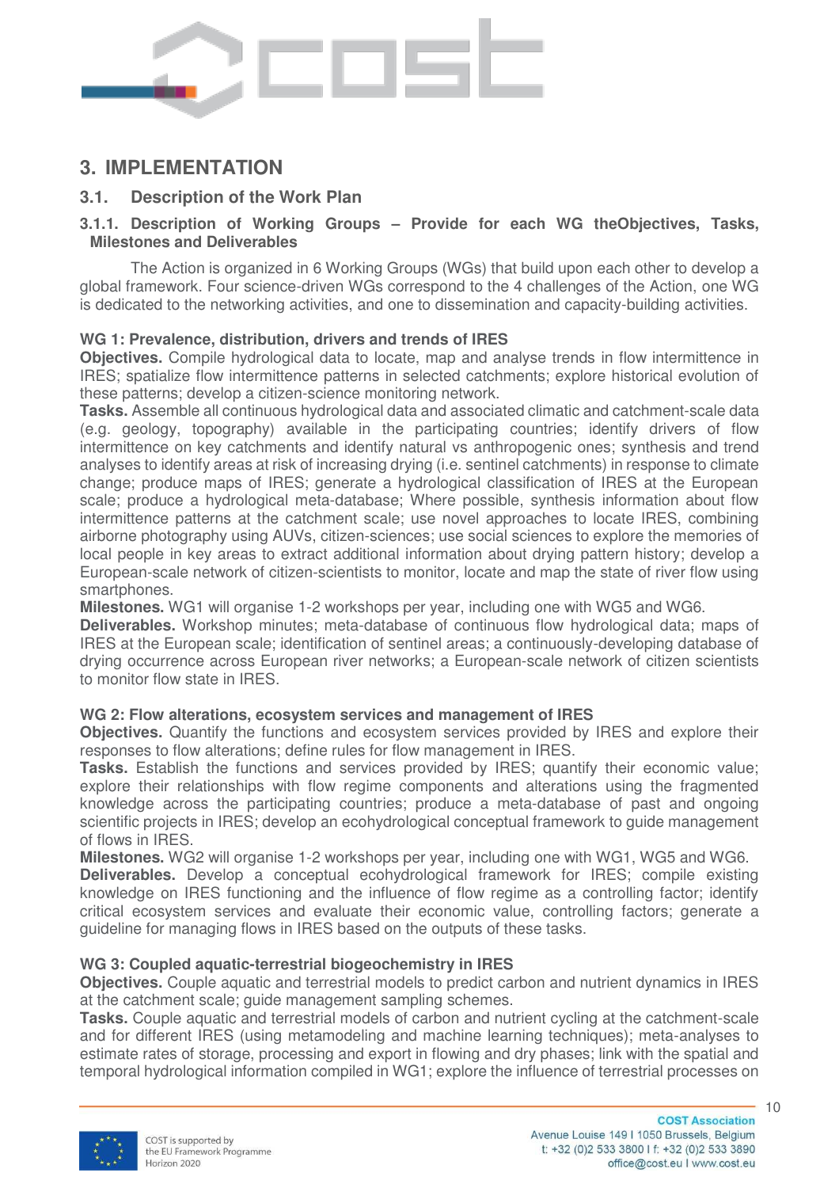# 3. IMPLEMENTATION

## 3.1. Description of the Work Plan

### 3.1.1. Description of Working Groups – Provide for each WG theObjectives, Tasks, Milestones and Deliverables

The Action is organized in 6 Working Groups (WGs) that build upon each other to develop a global framework. Four science-driven WGs correspond to the 4 challenges of the Action, one WG is dedicated to the networking activities, and one to dissemination and capacity-building activities.

**WG 1: Prevalence, distribution, drivers and trends of IRES**

**Objectives.** Compile hydrological data to locate, map and analyse trends in flow intermittence in IRES; spatialize flow intermittence patterns in selected catchments; explore historical evolution of these patterns; develop a citizen-science monitoring network.

**Tasks.** Assemble all continuous hydrological data and associated climatic and catchment-scale data (e.g. geology, topography) available in the participating countries; identify drivers of flow intermittence on key catchments and identify natural vs anthropogenic ones; synthesis and trend analyses to identify areas at risk of increasing drying (i.e. sentinel catchments) in response to climate change; produce maps of IRES; generate a hydrological classification of IRES at the European scale; produce a hydrological meta-database; Where possible, synthesis information about flow intermittence patterns at the catchment scale; use novel approaches to locate IRES, combining airborne photography using AUVs, citizen-sciences; use social sciences to explore the memories of local people in key areas to extract additional information about drying pattern history; develop a European-scale network of citizen-scientists to monitor, locate and map the state of river flow using smartphones.

**Milestones.** WG1 will organise 1-2 workshops per year, including one with WG5 and WG6.

**Deliverables.** Workshop minutes; meta-database of continuous flow hydrological data; maps of IRES at the European scale; identification of sentinel areas; a continuously-developing database of drying occurrence across European river networks; a European-scale network of citizen scientists to monitor flow state in IRES.

**WG 2: Flow alterations, ecosystem services and management of IRES**

**Objectives.** Quantify the functions and ecosystem services provided by IRES and explore their responses to flow alterations; define rules for flow management in IRES.

**Tasks.** Establish the functions and services provided by IRES; quantify their economic value; explore their relationships with flow regime components and alterations using the fragmented knowledge across the participating countries; produce a meta-database of past and ongoing scientific projects in IRES; develop an ecohydrological conceptual framework to guide management of flows in IRES.

**Milestones.** WG2 will organise 1-2 workshops per year, including one with WG1, WG5 and WG6.

**Deliverables.** Develop a conceptual ecohydrological framework for IRES; compile existing knowledge on IRES functioning and the influence of flow regime as a controlling factor; identify critical ecosystem services and evaluate their economic value, controlling factors; generate a guideline for managing flows in IRES based on the outputs of these tasks.

**WG 3: Coupled aquatic-terrestrial biogeochemistry in IRES**

**Objectives.** Couple aquatic and terrestrial models to predict carbon and nutrient dynamics in IRES at the catchment scale; guide management sampling schemes.

**Tasks.** Couple aquatic and terrestrial models of carbon and nutrient cycling at the catchment-scale and for different IRES (using metamodeling and machine learning techniques); meta-analyses to estimate rates of storage, processing and export in flowing and dry phases; link with the spatial and temporal hydrological information compiled in WG1; explore the influence of terrestrial processes on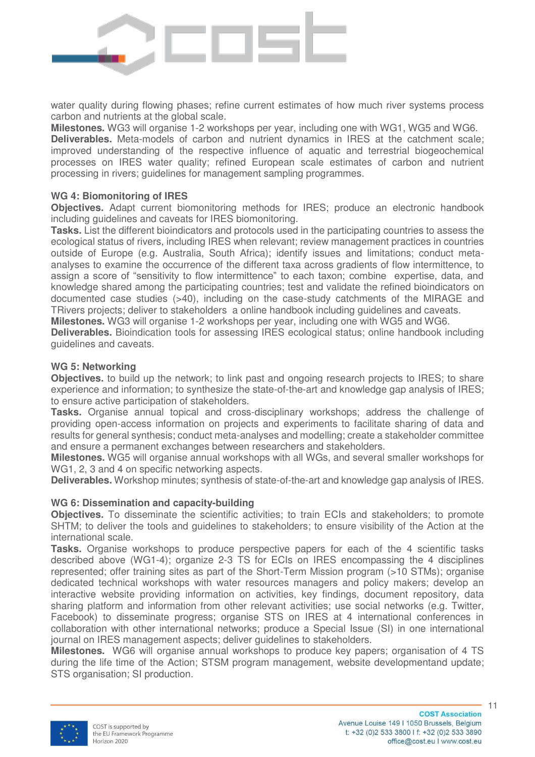water quality during flowing phases; refine current estimates of how much river systems process carbon and nutrients at the global scale.

**Milestones.** WG3 will organise 1-2 workshops per year, including one with WG1, WG5 and WG6.

**Deliverables.** Meta-models of carbon and nutrient dynamics in IRES at the catchment scale; improved understanding of the respective influence of aquatic and terrestrial biogeochemical processes on IRES water quality; refined European scale estimates of carbon and nutrient processing in rivers; guidelines for management sampling programmes.

**WG 4: Biomonitoring of IRES**

**Objectives.** Adapt current biomonitoring methods for IRES; produce an electronic handbook including guidelines and caveats for IRES biomonitoring.

**Tasks.** List the different bioindicators and protocols used in the participating countries to assess the ecological status of rivers, including IRES when relevant; review management practices in countries outside of Europe (e.g. Australia, South Africa); identify issues and limitations; conduct meta-analyses to examine the occurrence of the different taxa across gradients of flow intermittence, to assign a score of "sensitivity to flow intermittence" to each taxon; combine expertise, data, and knowledge shared among the participating countries; test and validate the refined bioindicators on documented case studies (>40), including on the case-study catchments of the MIRAGE and TRivers projects; deliver to stakeholders a online handbook including guidelines and caveats.

**Milestones.** WG3 will organise 1-2 workshops per year, including one with WG5 and WG6.

**Deliverables.** Bioindication tools for assessing IRES ecological status; online handbook including guidelines and caveats.

**WG 5: Networking**

**Objectives.** to build up the network; to link past and ongoing research projects to IRES; to share experience and information; to synthesize the state-of-the-art and knowledge gap analysis of IRES; to ensure active participation of stakeholders.

**Tasks.** Organise annual topical and cross-disciplinary workshops; address the challenge of providing open-access information on projects and experiments to facilitate sharing of data and results for general synthesis; conduct meta-analyses and modelling; create a stakeholder committee and ensure a permanent exchanges between researchers and stakeholders.

**Milestones.** WG5 will organise annual workshops with all WGs, and several smaller workshops for WG1, 2, 3 and 4 on specific networking aspects.

**Deliverables.** Workshop minutes; synthesis of state-of-the-art and knowledge gap analysis of IRES.

**WG 6: Dissemination and capacity-building**

**Objectives.** To disseminate the scientific activities; to train ECIs and stakeholders; to promote SHTM; to deliver the tools and guidelines to stakeholders; to ensure visibility of the Action at the international scale.

**Tasks.** Organise workshops to produce perspective papers for each of the 4 scientific tasks described above (WG1-4); organize 2-3 TS for ECIs on IRES encompassing the 4 disciplines represented; offer training sites as part of the Short-Term Mission program (>10 STMs); organise dedicated technical workshops with water resources managers and policy makers; develop an interactive website providing information on activities, key findings, document repository, data sharing platform and information from other relevant activities; use social networks (e.g. Twitter, Facebook) to disseminate progress; organise STS on IRES at 4 international conferences in collaboration with other international networks; produce a Special Issue (SI) in one international journal on IRES management aspects; deliver guidelines to stakeholders.

**Milestones.** WG6 will organise annual workshops to produce key papers; organisation of 4 TS during the life time of the Action; STSM program management, website developmentand update; STS organisation; SI production.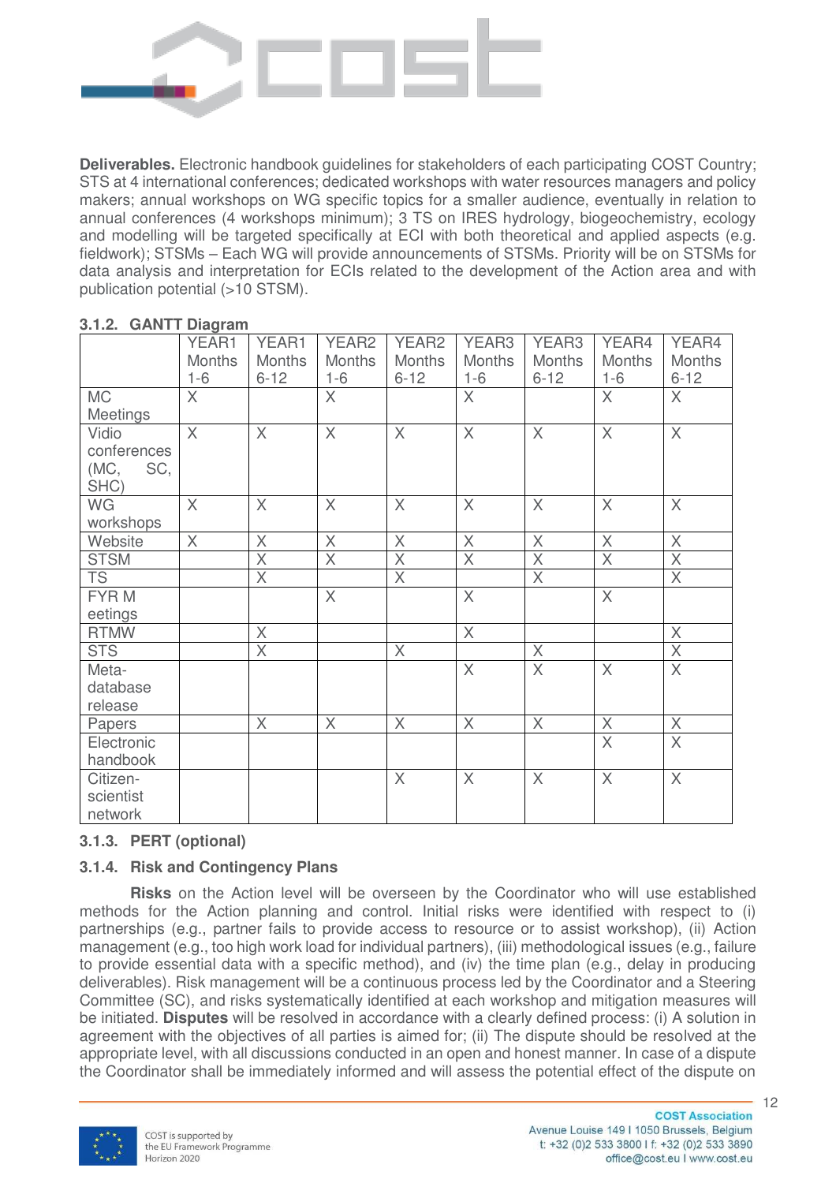**Deliverables.** Electronic handbook guidelines for stakeholders of each participating COST Country; STS at 4 international conferences; dedicated workshops with water resources managers and policy makers; annual workshops on WG specific topics for a smaller audience, eventually in relation to annual conferences (4 workshops minimum); 3 TS on IRES hydrology, biogeochemistry, ecology and modelling will be targeted specifically at ECI with both theoretical and applied aspects (e.g. fieldwork); STSMs – Each WG will provide announcements of STSMs. Priority will be on STSMs for data analysis and interpretation for ECIs related to the development of the Action area and with publication potential (>10 STSM).

### 3.1.2. GANTT Diagram

| | YEAR1 Months 1-6 | YEAR1 Months 6-12 | YEAR2 Months 1-6 | YEAR2 Months 6-12 | YEAR3 Months 1-6 | YEAR3 Months 6-12 | YEAR4 Months 1-6 | YEAR4 Months 6-12 |
|---|---|---|---|---|---|---|---|---|
| MC Meetings | X | | X | | X | | X | X |
| Vidio conferences (MC, SC, SHC) | X | X | X | X | X | X | X | X |
| WG workshops | X | X | X | X | X | X | X | X |
| Website | X | X | X | X | X | X | X | X |
| STSM | | X | X | X | X | X | X | X |
| TS | | X | | X | | X | | X |
| FYR M eetings | | | X | | X | | X | |
| RTMW | | X | | | X | | | X |
| STS | | X | | X | | X | | X |
| Meta-database release | | | | | X | X | X | X |
| Papers | | X | X | X | X | X | X | X |
| Electronic handbook | | | | | | | X | X |
| Citizen-scientist network | | | | X | X | X | X | X |

### 3.1.3. PERT (optional)

### 3.1.4. Risk and Contingency Plans

**Risks** on the Action level will be overseen by the Coordinator who will use established methods for the Action planning and control. Initial risks were identified with respect to (i) partnerships (e.g., partner fails to provide access to resource or to assist workshop), (ii) Action management (e.g., too high work load for individual partners), (iii) methodological issues (e.g., failure to provide essential data with a specific method), and (iv) the time plan (e.g., delay in producing deliverables). Risk management will be a continuous process led by the Coordinator and a Steering Committee (SC), and risks systematically identified at each workshop and mitigation measures will be initiated. **Disputes** will be resolved in accordance with a clearly defined process: (i) A solution in agreement with the objectives of all parties is aimed for; (ii) The dispute should be resolved at the appropriate level, with all discussions conducted in an open and honest manner. In case of a dispute the Coordinator shall be immediately informed and will assess the potential effect of the dispute on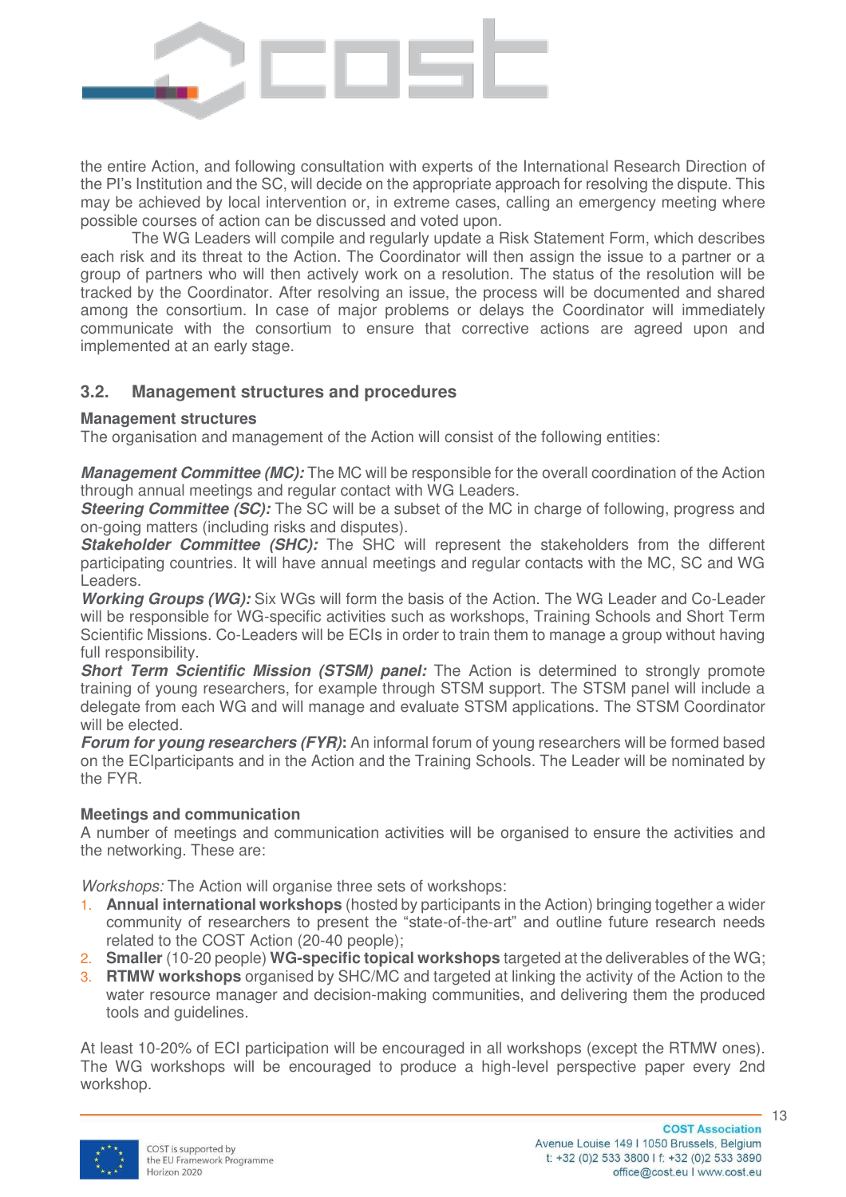the entire Action, and following consultation with experts of the International Research Direction of the PI's Institution and the SC, will decide on the appropriate approach for resolving the dispute. This may be achieved by local intervention or, in extreme cases, calling an emergency meeting where possible courses of action can be discussed and voted upon.

The WG Leaders will compile and regularly update a Risk Statement Form, which describes each risk and its threat to the Action. The Coordinator will then assign the issue to a partner or a group of partners who will then actively work on a resolution. The status of the resolution will be tracked by the Coordinator. After resolving an issue, the process will be documented and shared among the consortium. In case of major problems or delays the Coordinator will immediately communicate with the consortium to ensure that corrective actions are agreed upon and implemented at an early stage.

## 3.2. Management structures and procedures

**Management structures**

The organisation and management of the Action will consist of the following entities:

***Management Committee (MC):*** The MC will be responsible for the overall coordination of the Action through annual meetings and regular contact with WG Leaders.
***Steering Committee (SC):*** The SC will be a subset of the MC in charge of following, progress and on-going matters (including risks and disputes).
***Stakeholder Committee (SHC):*** The SHC will represent the stakeholders from the different participating countries. It will have annual meetings and regular contacts with the MC, SC and WG Leaders.
***Working Groups (WG):*** Six WGs will form the basis of the Action. The WG Leader and Co-Leader will be responsible for WG-specific activities such as workshops, Training Schools and Short Term Scientific Missions. Co-Leaders will be ECIs in order to train them to manage a group without having full responsibility.
***Short Term Scientific Mission (STSM) panel:*** The Action is determined to strongly promote training of young researchers, for example through STSM support. The STSM panel will include a delegate from each WG and will manage and evaluate STSM applications. The STSM Coordinator will be elected.
***Forum for young researchers (FYR)*****:** An informal forum of young researchers will be formed based on the ECIparticipants and in the Action and the Training Schools. The Leader will be nominated by the FYR.

**Meetings and communication**

A number of meetings and communication activities will be organised to ensure the activities and the networking. These are:

*Workshops:* The Action will organise three sets of workshops:

1. **Annual international workshops** (hosted by participants in the Action) bringing together a wider community of researchers to present the "state-of-the-art" and outline future research needs related to the COST Action (20-40 people);
2. **Smaller** (10-20 people) **WG-specific topical workshops** targeted at the deliverables of the WG;
3. **RTMW workshops** organised by SHC/MC and targeted at linking the activity of the Action to the water resource manager and decision-making communities, and delivering them the produced tools and guidelines.

At least 10-20% of ECI participation will be encouraged in all workshops (except the RTMW ones). The WG workshops will be encouraged to produce a high-level perspective paper every 2nd workshop.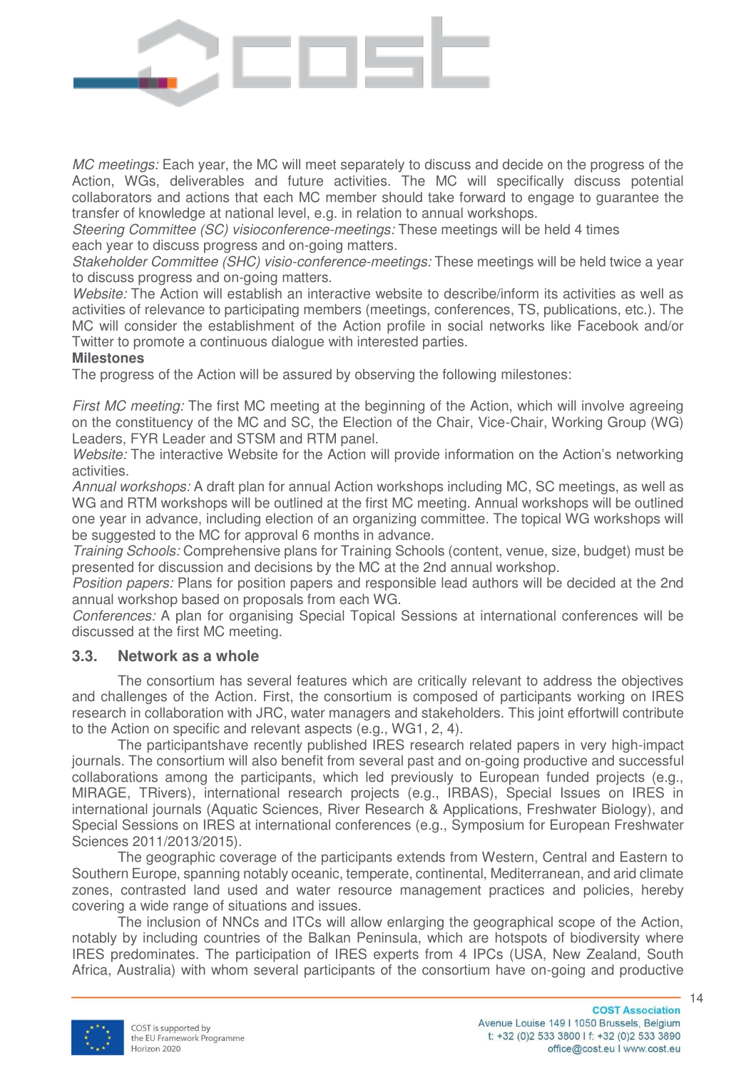*MC meetings:* Each year, the MC will meet separately to discuss and decide on the progress of the Action, WGs, deliverables and future activities. The MC will specifically discuss potential collaborators and actions that each MC member should take forward to engage to guarantee the transfer of knowledge at national level, e.g. in relation to annual workshops.

*Steering Committee (SC) visioconference-meetings:* These meetings will be held 4 times each year to discuss progress and on-going matters.

*Stakeholder Committee (SHC) visio-conference-meetings:* These meetings will be held twice a year to discuss progress and on-going matters.

*Website:* The Action will establish an interactive website to describe/inform its activities as well as activities of relevance to participating members (meetings, conferences, TS, publications, etc.). The MC will consider the establishment of the Action profile in social networks like Facebook and/or Twitter to promote a continuous dialogue with interested parties.

**Milestones**

The progress of the Action will be assured by observing the following milestones:

*First MC meeting:* The first MC meeting at the beginning of the Action, which will involve agreeing on the constituency of the MC and SC, the Election of the Chair, Vice-Chair, Working Group (WG) Leaders, FYR Leader and STSM and RTM panel.

*Website:* The interactive Website for the Action will provide information on the Action's networking activities.

*Annual workshops:* A draft plan for annual Action workshops including MC, SC meetings, as well as WG and RTM workshops will be outlined at the first MC meeting. Annual workshops will be outlined one year in advance, including election of an organizing committee. The topical WG workshops will be suggested to the MC for approval 6 months in advance.

*Training Schools:* Comprehensive plans for Training Schools (content, venue, size, budget) must be presented for discussion and decisions by the MC at the 2nd annual workshop.

*Position papers:* Plans for position papers and responsible lead authors will be decided at the 2nd annual workshop based on proposals from each WG.

*Conferences:* A plan for organising Special Topical Sessions at international conferences will be discussed at the first MC meeting.

### 3.3. Network as a whole

The consortium has several features which are critically relevant to address the objectives and challenges of the Action. First, the consortium is composed of participants working on IRES research in collaboration with JRC, water managers and stakeholders. This joint effortwill contribute to the Action on specific and relevant aspects (e.g., WG1, 2, 4).

The participantshave recently published IRES research related papers in very high-impact journals. The consortium will also benefit from several past and on-going productive and successful collaborations among the participants, which led previously to European funded projects (e.g., MIRAGE, TRivers), international research projects (e.g., IRBAS), Special Issues on IRES in international journals (Aquatic Sciences, River Research & Applications, Freshwater Biology), and Special Sessions on IRES at international conferences (e.g., Symposium for European Freshwater Sciences 2011/2013/2015).

The geographic coverage of the participants extends from Western, Central and Eastern to Southern Europe, spanning notably oceanic, temperate, continental, Mediterranean, and arid climate zones, contrasted land used and water resource management practices and policies, hereby covering a wide range of situations and issues.

The inclusion of NNCs and ITCs will allow enlarging the geographical scope of the Action, notably by including countries of the Balkan Peninsula, which are hotspots of biodiversity where IRES predominates. The participation of IRES experts from 4 IPCs (USA, New Zealand, South Africa, Australia) with whom several participants of the consortium have on-going and productive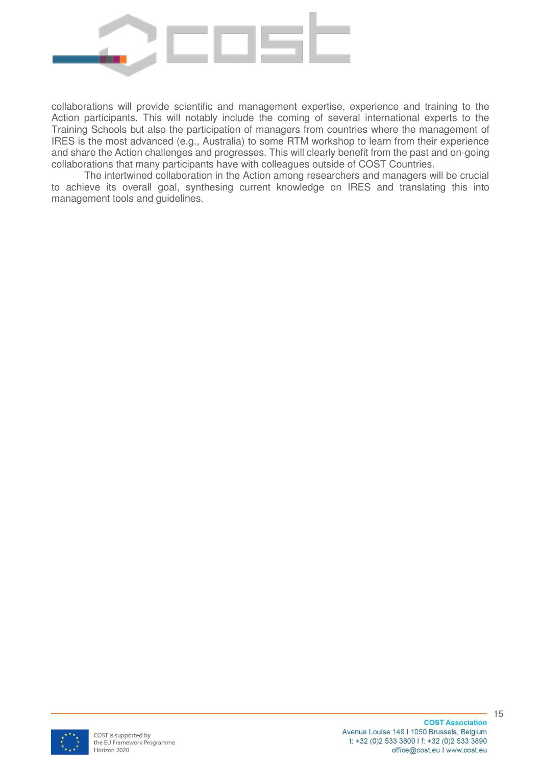collaborations will provide scientific and management expertise, experience and training to the Action participants. This will notably include the coming of several international experts to the Training Schools but also the participation of managers from countries where the management of IRES is the most advanced (e.g., Australia) to some RTM workshop to learn from their experience and share the Action challenges and progresses. This will clearly benefit from the past and on-going collaborations that many participants have with colleagues outside of COST Countries.

The intertwined collaboration in the Action among researchers and managers will be crucial to achieve its overall goal, synthesing current knowledge on IRES and translating this into management tools and guidelines.